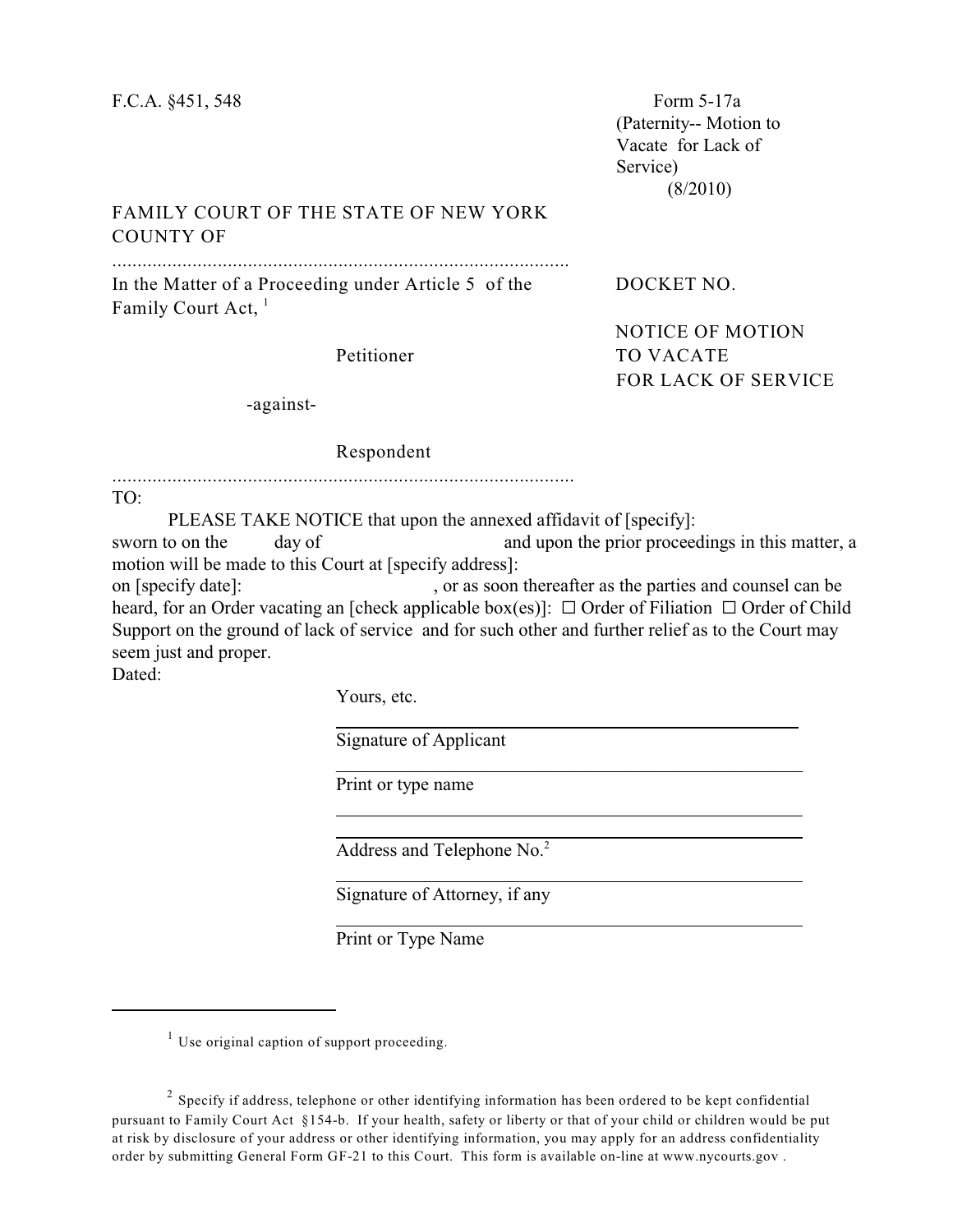F.C.A. §451, 548

Form 5-17a
(Paternity-- Motion to Vacate for Lack of Service)
(8/2010)

FAMILY COURT OF THE STATE OF NEW YORK
COUNTY OF

...........................................................................................

In the Matter of a Proceeding under Article 5 of the Family Court Act, [1]

Petitioner

-against-

Respondent

...........................................................................................

DOCKET NO.

NOTICE OF MOTION TO VACATE FOR LACK OF SERVICE

TO:

PLEASE TAKE NOTICE that upon the annexed affidavit of [specify]:
sworn to on the day of and upon the prior proceedings in this matter, a motion will be made to this Court at [specify address]:
on [specify date]: , or as soon thereafter as the parties and counsel can be heard, for an Order vacating an [check applicable box(es)]: ☐ Order of Filiation ☐ Order of Child Support on the ground of lack of service and for such other and further relief as to the Court may seem just and proper.

Dated:

Yours, etc.

______________________________
Signature of Applicant

______________________________
Print or type name

______________________________

______________________________
Address and Telephone No.[2]

______________________________
Signature of Attorney, if any

______________________________
Print or Type Name

---

[1] Use original caption of support proceeding.

[2] Specify if address, telephone or other identifying information has been ordered to be kept confidential pursuant to Family Court Act §154-b. If your health, safety or liberty or that of your child or children would be put at risk by disclosure of your address or other identifying information, you may apply for an address confidentiality order by submitting General Form GF-21 to this Court. This form is available on-line at www.nycourts.gov .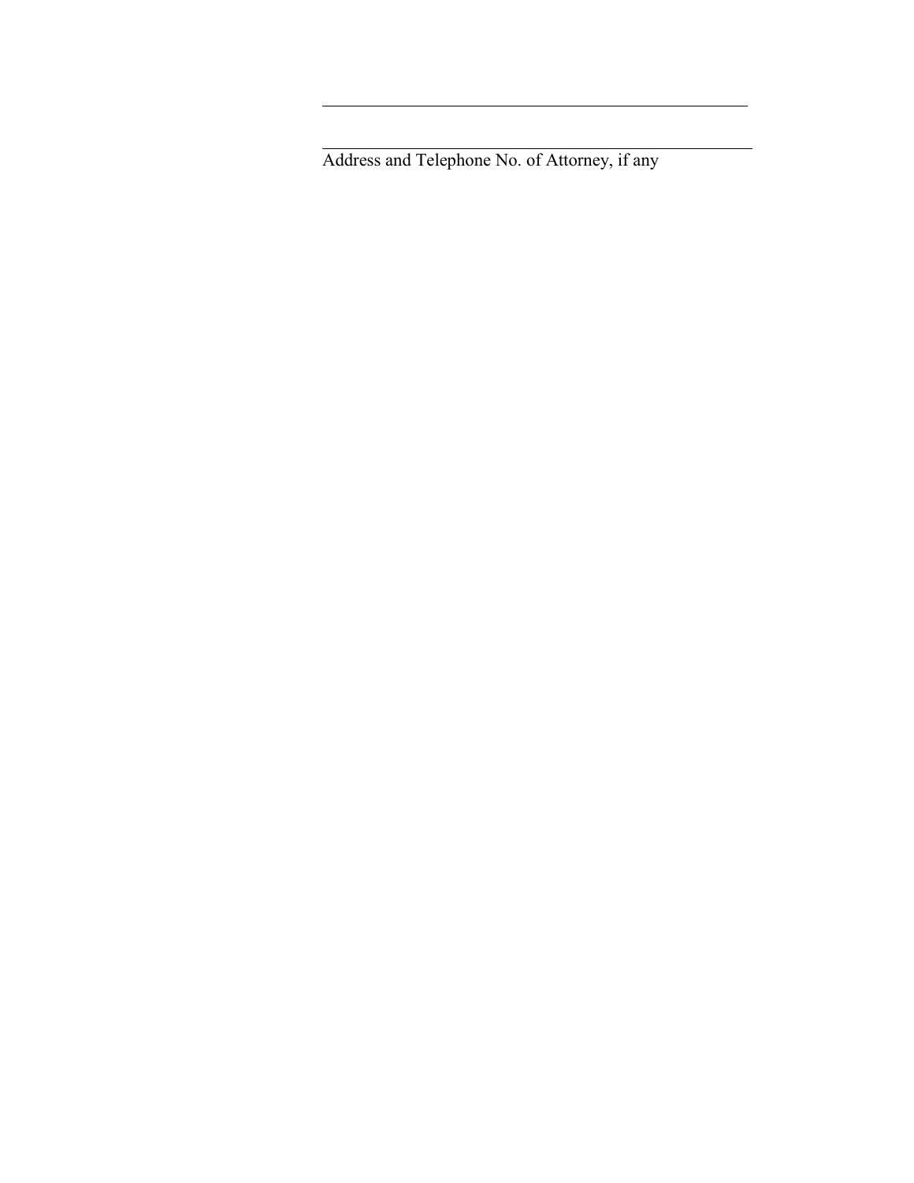\_\_\_\_\_\_\_\_\_\_\_\_\_\_\_\_\_\_\_\_\_\_\_\_\_\_\_\_\_\_\_\_\_\_\_\_\_\_\_\_

\_\_\_\_\_\_\_\_\_\_\_\_\_\_\_\_\_\_\_\_\_\_\_\_\_\_\_\_\_\_\_\_\_\_\_\_\_\_\_\_

Address and Telephone No. of Attorney, if any